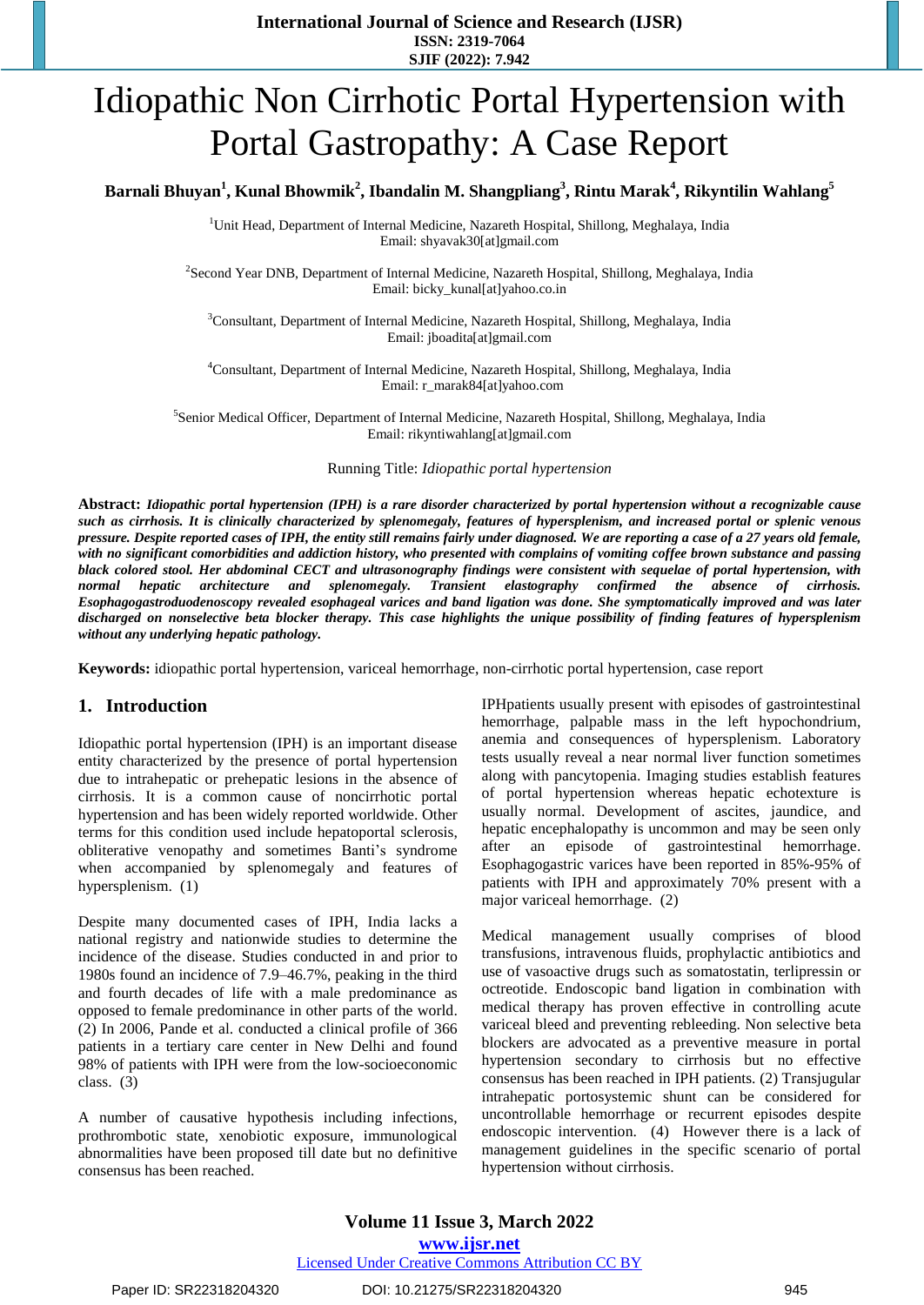# Idiopathic Non Cirrhotic Portal Hypertension with Portal Gastropathy: A Case Report

**Barnali Bhuyan[1], Kunal Bhowmik[2], Ibandalin M. Shangpliang[3], Rintu Marak[4], Rikyntilin Wahlang[5]**

[1]Unit Head, Department of Internal Medicine, Nazareth Hospital, Shillong, Meghalaya, India
Email: shyavak30[at]gmail.com

[2]Second Year DNB, Department of Internal Medicine, Nazareth Hospital, Shillong, Meghalaya, India
Email: bicky_kunal[at]yahoo.co.in

[3]Consultant, Department of Internal Medicine, Nazareth Hospital, Shillong, Meghalaya, India
Email: jboadita[at]gmail.com

[4]Consultant, Department of Internal Medicine, Nazareth Hospital, Shillong, Meghalaya, India
Email: r_marak84[at]yahoo.com

[5]Senior Medical Officer, Department of Internal Medicine, Nazareth Hospital, Shillong, Meghalaya, India
Email: rikyntiwahlang[at]gmail.com

Running Title: *Idiopathic portal hypertension*

**Abstract:** ***Idiopathic portal hypertension (IPH) is a rare disorder characterized by portal hypertension without a recognizable cause such as cirrhosis. It is clinically characterized by splenomegaly, features of hypersplenism, and increased portal or splenic venous pressure. Despite reported cases of IPH, the entity still remains fairly under diagnosed. We are reporting a case of a 27 years old female, with no significant comorbidities and addiction history, who presented with complains of vomiting coffee brown substance and passing black colored stool. Her abdominal CECT and ultrasonography findings were consistent with sequelae of portal hypertension, with normal hepatic architecture and splenomegaly. Transient elastography confirmed the absence of cirrhosis. Esophagogastroduodenoscopy revealed esophageal varices and band ligation was done. She symptomatically improved and was later discharged on nonselective beta blocker therapy. This case highlights the unique possibility of finding features of hypersplenism without any underlying hepatic pathology.***

**Keywords:** idiopathic portal hypertension, variceal hemorrhage, non-cirrhotic portal hypertension, case report

## 1. Introduction

Idiopathic portal hypertension (IPH) is an important disease entity characterized by the presence of portal hypertension due to intrahepatic or prehepatic lesions in the absence of cirrhosis. It is a common cause of noncirrhotic portal hypertension and has been widely reported worldwide. Other terms for this condition used include hepatoportal sclerosis, obliterative venopathy and sometimes Banti's syndrome when accompanied by splenomegaly and features of hypersplenism. (1)

Despite many documented cases of IPH, India lacks a national registry and nationwide studies to determine the incidence of the disease. Studies conducted in and prior to 1980s found an incidence of 7.9–46.7%, peaking in the third and fourth decades of life with a male predominance as opposed to female predominance in other parts of the world. (2) In 2006, Pande et al. conducted a clinical profile of 366 patients in a tertiary care center in New Delhi and found 98% of patients with IPH were from the low-socioeconomic class. (3)

A number of causative hypothesis including infections, prothrombotic state, xenobiotic exposure, immunological abnormalities have been proposed till date but no definitive consensus has been reached.

IPHpatients usually present with episodes of gastrointestinal hemorrhage, palpable mass in the left hypochondrium, anemia and consequences of hypersplenism. Laboratory tests usually reveal a near normal liver function sometimes along with pancytopenia. Imaging studies establish features of portal hypertension whereas hepatic echotexture is usually normal. Development of ascites, jaundice, and hepatic encephalopathy is uncommon and may be seen only after an episode of gastrointestinal hemorrhage. Esophagogastric varices have been reported in 85%-95% of patients with IPH and approximately 70% present with a major variceal hemorrhage. (2)

Medical management usually comprises of blood transfusions, intravenous fluids, prophylactic antibiotics and use of vasoactive drugs such as somatostatin, terlipressin or octreotide. Endoscopic band ligation in combination with medical therapy has proven effective in controlling acute variceal bleed and preventing rebleeding. Non selective beta blockers are advocated as a preventive measure in portal hypertension secondary to cirrhosis but no effective consensus has been reached in IPH patients. (2) Transjugular intrahepatic portosystemic shunt can be considered for uncontrollable hemorrhage or recurrent episodes despite endoscopic intervention. (4) However there is a lack of management guidelines in the specific scenario of portal hypertension without cirrhosis.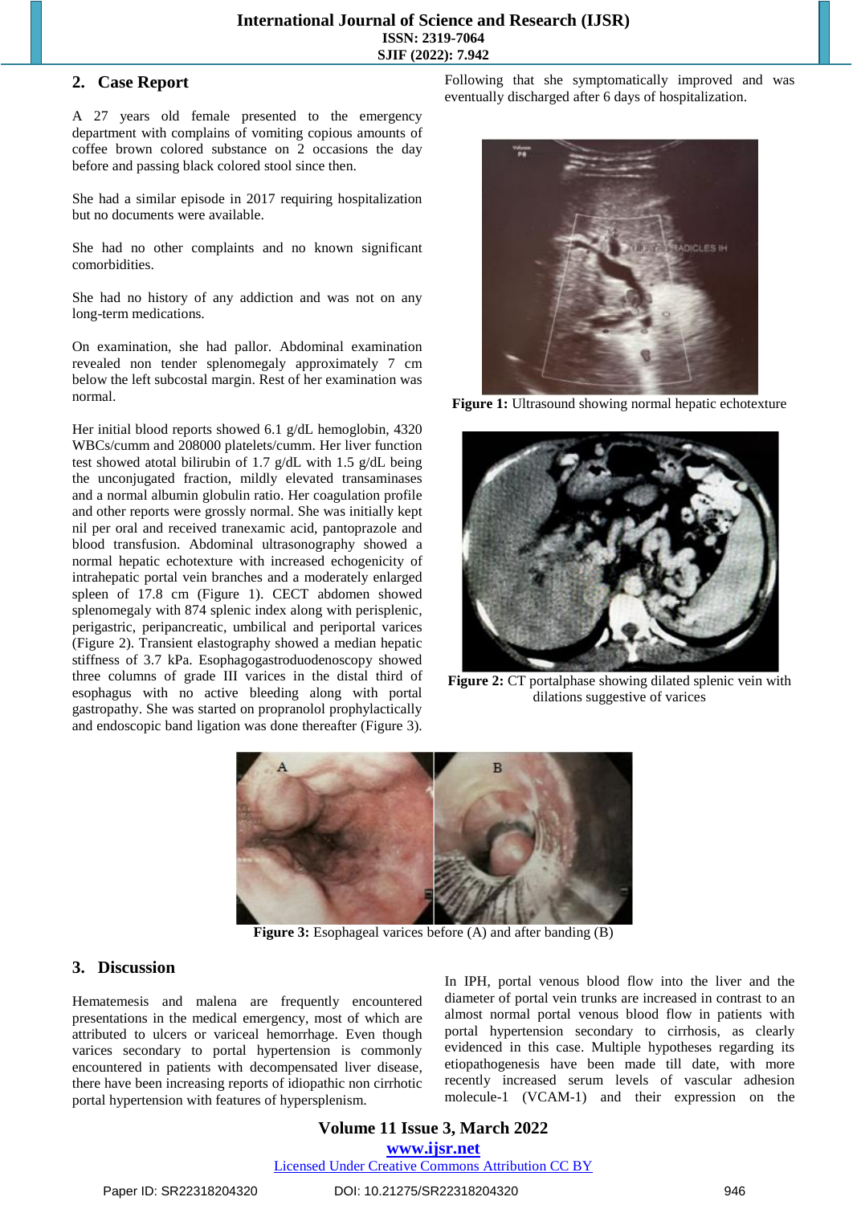## 2. Case Report

A 27 years old female presented to the emergency department with complains of vomiting copious amounts of coffee brown colored substance on 2 occasions the day before and passing black colored stool since then.

She had a similar episode in 2017 requiring hospitalization but no documents were available.

She had no other complaints and no known significant comorbidities.

She had no history of any addiction and was not on any long-term medications.

On examination, she had pallor. Abdominal examination revealed non tender splenomegaly approximately 7 cm below the left subcostal margin. Rest of her examination was normal.

Her initial blood reports showed 6.1 g/dL hemoglobin, 4320 WBCs/cumm and 208000 platelets/cumm. Her liver function test showed atotal bilirubin of 1.7 g/dL with 1.5 g/dL being the unconjugated fraction, mildly elevated transaminases and a normal albumin globulin ratio. Her coagulation profile and other reports were grossly normal. She was initially kept nil per oral and received tranexamic acid, pantoprazole and blood transfusion. Abdominal ultrasonography showed a normal hepatic echotexture with increased echogenicity of intrahepatic portal vein branches and a moderately enlarged spleen of 17.8 cm (Figure 1). CECT abdomen showed splenomegaly with 874 splenic index along with perisplenic, perigastric, peripancreatic, umbilical and periportal varices (Figure 2). Transient elastography showed a median hepatic stiffness of 3.7 kPa. Esophagogastroduodenoscopy showed three columns of grade III varices in the distal third of esophagus with no active bleeding along with portal gastropathy. She was started on propranolol prophylactically and endoscopic band ligation was done thereafter (Figure 3). Following that she symptomatically improved and was eventually discharged after 6 days of hospitalization.

**Figure 1:** Ultrasound showing normal hepatic echotexture

**Figure 2:** CT portalphase showing dilated splenic vein with dilations suggestive of varices

**Figure 3:** Esophageal varices before (A) and after banding (B)

## 3. Discussion

Hematemesis and malena are frequently encountered presentations in the medical emergency, most of which are attributed to ulcers or variceal hemorrhage. Even though varices secondary to portal hypertension is commonly encountered in patients with decompensated liver disease, there have been increasing reports of idiopathic non cirrhotic portal hypertension with features of hypersplenism.

In IPH, portal venous blood flow into the liver and the diameter of portal vein trunks are increased in contrast to an almost normal portal venous blood flow in patients with portal hypertension secondary to cirrhosis, as clearly evidenced in this case. Multiple hypotheses regarding its etiopathogenesis have been made till date, with more recently increased serum levels of vascular adhesion molecule-1 (VCAM-1) and their expression on the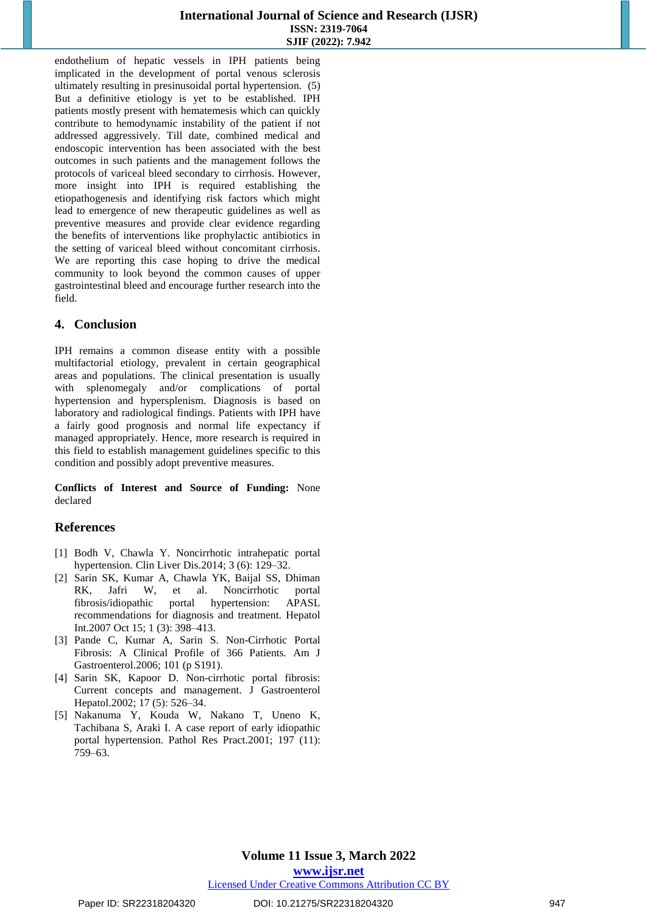endothelium of hepatic vessels in IPH patients being implicated in the development of portal venous sclerosis ultimately resulting in presinusoidal portal hypertension. (5) But a definitive etiology is yet to be established. IPH patients mostly present with hematemesis which can quickly contribute to hemodynamic instability of the patient if not addressed aggressively. Till date, combined medical and endoscopic intervention has been associated with the best outcomes in such patients and the management follows the protocols of variceal bleed secondary to cirrhosis. However, more insight into IPH is required establishing the etiopathogenesis and identifying risk factors which might lead to emergence of new therapeutic guidelines as well as preventive measures and provide clear evidence regarding the benefits of interventions like prophylactic antibiotics in the setting of variceal bleed without concomitant cirrhosis. We are reporting this case hoping to drive the medical community to look beyond the common causes of upper gastrointestinal bleed and encourage further research into the field.

## 4. Conclusion

IPH remains a common disease entity with a possible multifactorial etiology, prevalent in certain geographical areas and populations. The clinical presentation is usually with splenomegaly and/or complications of portal hypertension and hypersplenism. Diagnosis is based on laboratory and radiological findings. Patients with IPH have a fairly good prognosis and normal life expectancy if managed appropriately. Hence, more research is required in this field to establish management guidelines specific to this condition and possibly adopt preventive measures.

**Conflicts of Interest and Source of Funding:** None declared

## References

[1] Bodh V, Chawla Y. Noncirrhotic intrahepatic portal hypertension. Clin Liver Dis.2014; 3 (6): 129–32.

[2] Sarin SK, Kumar A, Chawla YK, Baijal SS, Dhiman RK, Jafri W, et al. Noncirrhotic portal fibrosis/idiopathic portal hypertension: APASL recommendations for diagnosis and treatment. Hepatol Int.2007 Oct 15; 1 (3): 398–413.

[3] Pande C, Kumar A, Sarin S. Non-Cirrhotic Portal Fibrosis: A Clinical Profile of 366 Patients. Am J Gastroenterol.2006; 101 (p S191).

[4] Sarin SK, Kapoor D. Non-cirrhotic portal fibrosis: Current concepts and management. J Gastroenterol Hepatol.2002; 17 (5): 526–34.

[5] Nakanuma Y, Kouda W, Nakano T, Uneno K, Tachibana S, Araki I. A case report of early idiopathic portal hypertension. Pathol Res Pract.2001; 197 (11): 759–63.